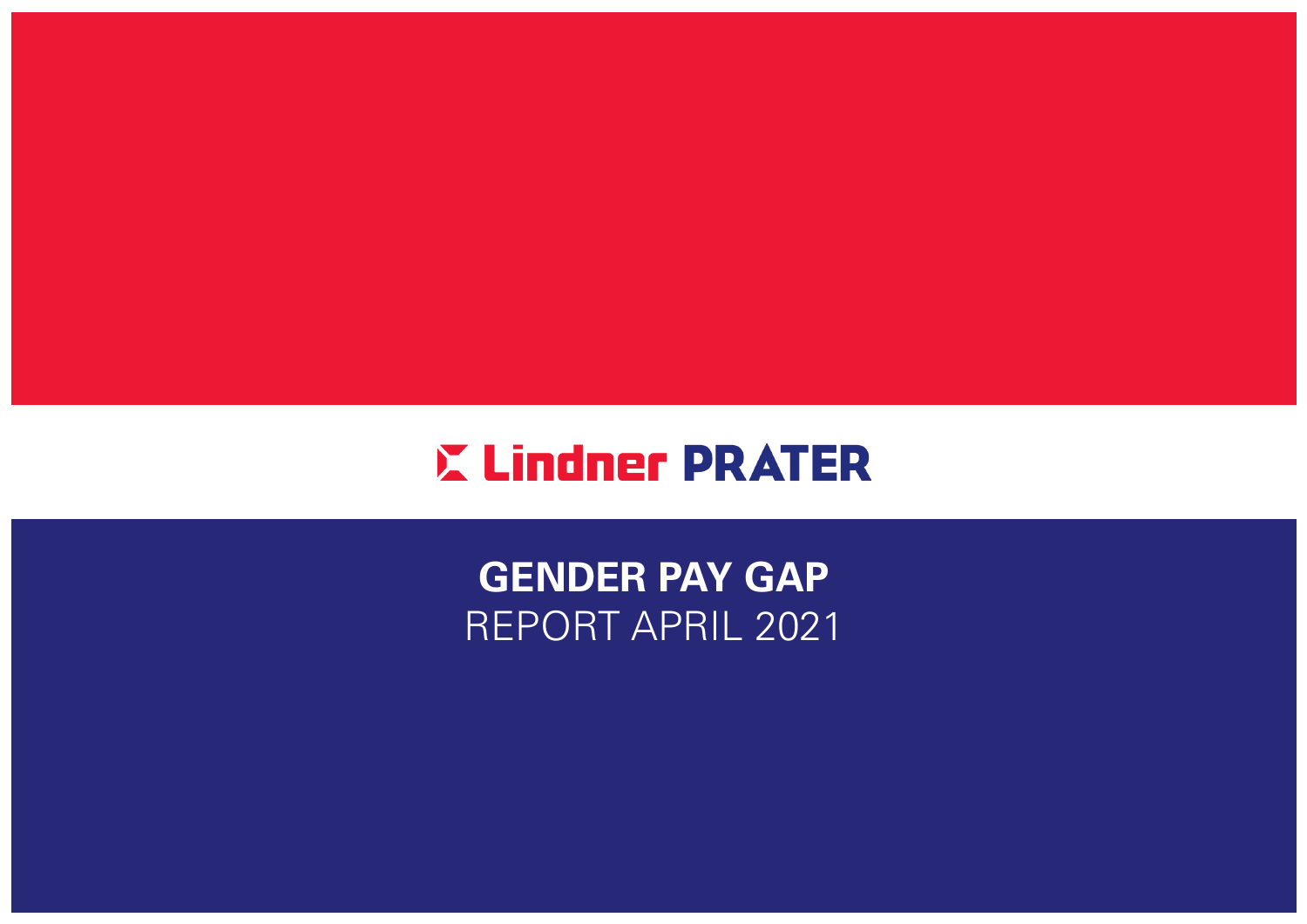Lindner PRATER

# GENDER PAY GAP

REPORT APRIL 2021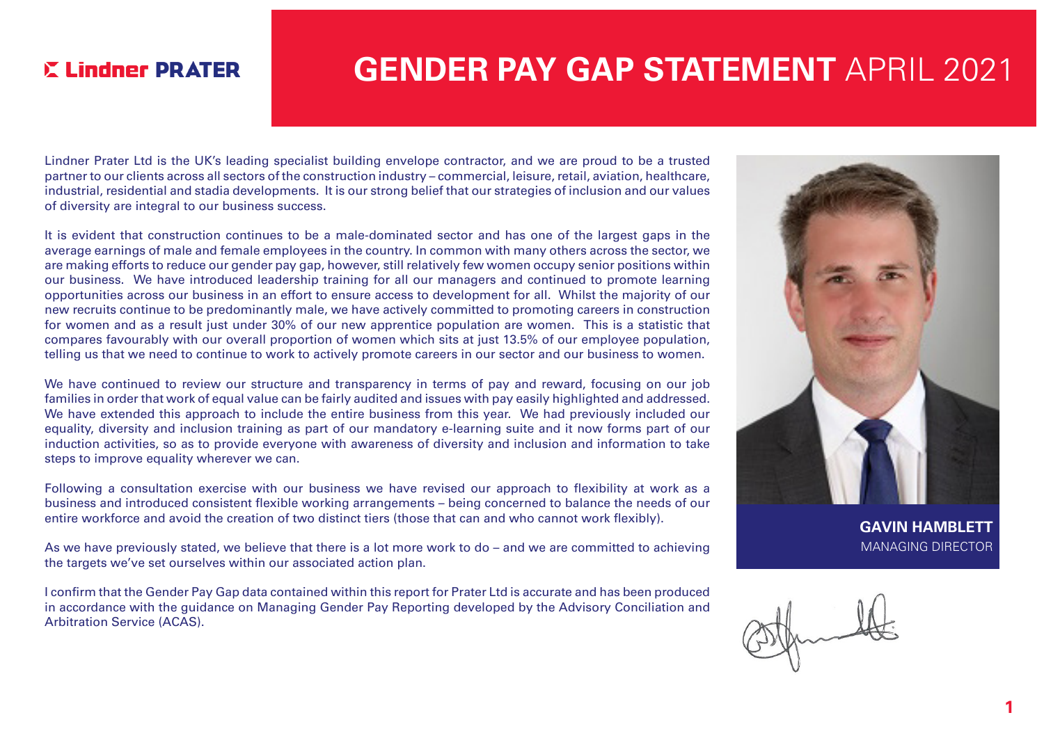Lindner PRATER

# GENDER PAY GAP STATEMENT APRIL 2021

Lindner Prater Ltd is the UK's leading specialist building envelope contractor, and we are proud to be a trusted partner to our clients across all sectors of the construction industry – commercial, leisure, retail, aviation, healthcare, industrial, residential and stadia developments. It is our strong belief that our strategies of inclusion and our values of diversity are integral to our business success.

It is evident that construction continues to be a male-dominated sector and has one of the largest gaps in the average earnings of male and female employees in the country. In common with many others across the sector, we are making efforts to reduce our gender pay gap, however, still relatively few women occupy senior positions within our business. We have introduced leadership training for all our managers and continued to promote learning opportunities across our business in an effort to ensure access to development for all. Whilst the majority of our new recruits continue to be predominantly male, we have actively committed to promoting careers in construction for women and as a result just under 30% of our new apprentice population are women. This is a statistic that compares favourably with our overall proportion of women which sits at just 13.5% of our employee population, telling us that we need to continue to work to actively promote careers in our sector and our business to women.

We have continued to review our structure and transparency in terms of pay and reward, focusing on our job families in order that work of equal value can be fairly audited and issues with pay easily highlighted and addressed. We have extended this approach to include the entire business from this year. We had previously included our equality, diversity and inclusion training as part of our mandatory e-learning suite and it now forms part of our induction activities, so as to provide everyone with awareness of diversity and inclusion and information to take steps to improve equality wherever we can.

Following a consultation exercise with our business we have revised our approach to flexibility at work as a business and introduced consistent flexible working arrangements – being concerned to balance the needs of our entire workforce and avoid the creation of two distinct tiers (those that can and who cannot work flexibly).

As we have previously stated, we believe that there is a lot more work to do – and we are committed to achieving the targets we've set ourselves within our associated action plan.

I confirm that the Gender Pay Gap data contained within this report for Prater Ltd is accurate and has been produced in accordance with the guidance on Managing Gender Pay Reporting developed by the Advisory Conciliation and Arbitration Service (ACAS).

**GAVIN HAMBLETT**
MANAGING DIRECTOR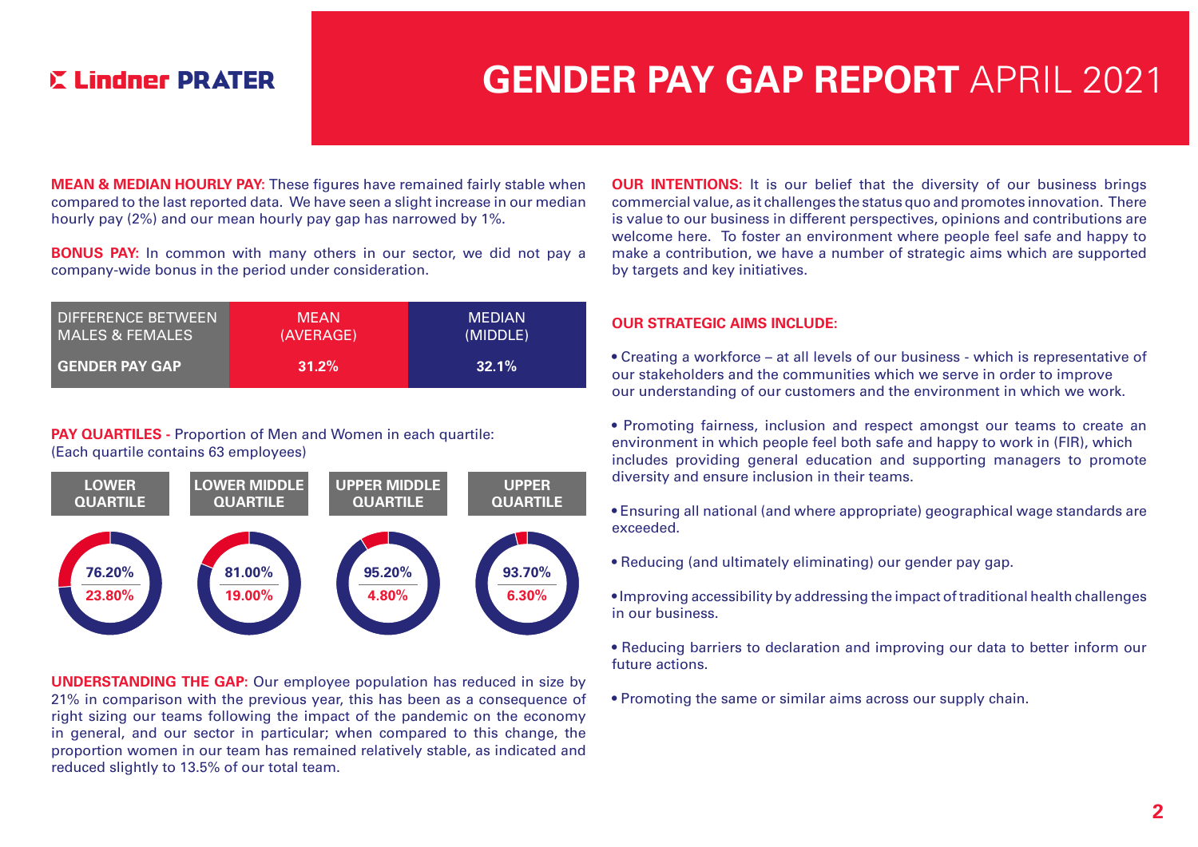Lindner PRATER

# GENDER PAY GAP REPORT APRIL 2021

**MEAN & MEDIAN HOURLY PAY:** These figures have remained fairly stable when compared to the last reported data. We have seen a slight increase in our median hourly pay (2%) and our mean hourly pay gap has narrowed by 1%.

**BONUS PAY:** In common with many others in our sector, we did not pay a company-wide bonus in the period under consideration.

| DIFFERENCE BETWEEN MALES & FEMALES | MEAN (AVERAGE) | MEDIAN (MIDDLE) |
|---|---|---|
| **GENDER PAY GAP** | **31.2%** | **32.1%** |

**PAY QUARTILES -** Proportion of Men and Women in each quartile:
(Each quartile contains 63 employees)

LOWER QUARTILE
76.20%
23.80%

LOWER MIDDLE QUARTILE
81.00%
19.00%

UPPER MIDDLE QUARTILE
95.20%
4.80%

UPPER QUARTILE
93.70%
6.30%

**UNDERSTANDING THE GAP:** Our employee population has reduced in size by 21% in comparison with the previous year, this has been as a consequence of right sizing our teams following the impact of the pandemic on the economy in general, and our sector in particular; when compared to this change, the proportion women in our team has remained relatively stable, as indicated and reduced slightly to 13.5% of our total team.

**OUR INTENTIONS:** It is our belief that the diversity of our business brings commercial value, as it challenges the status quo and promotes innovation. There is value to our business in different perspectives, opinions and contributions are welcome here. To foster an environment where people feel safe and happy to make a contribution, we have a number of strategic aims which are supported by targets and key initiatives.

**OUR STRATEGIC AIMS INCLUDE:**

- Creating a workforce – at all levels of our business - which is representative of our stakeholders and the communities which we serve in order to improve our understanding of our customers and the environment in which we work.
- Promoting fairness, inclusion and respect amongst our teams to create an environment in which people feel both safe and happy to work in (FIR), which includes providing general education and supporting managers to promote diversity and ensure inclusion in their teams.
- Ensuring all national (and where appropriate) geographical wage standards are exceeded.
- Reducing (and ultimately eliminating) our gender pay gap.
- Improving accessibility by addressing the impact of traditional health challenges in our business.
- Reducing barriers to declaration and improving our data to better inform our future actions.
- Promoting the same or similar aims across our supply chain.